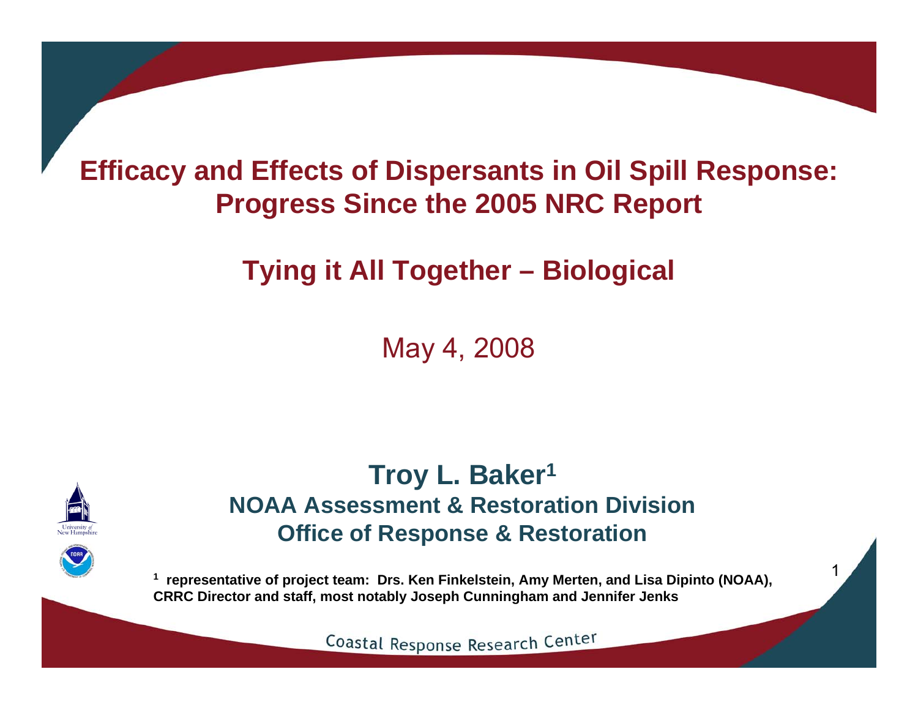# Efficacy and Effects of Dispersants in Oil Spill Response: Progress Since the 2005 NRC Report

## Tying it All Together – Biological

May 4, 2008

**Troy L. Baker[1]**

**NOAA Assessment & Restoration Division**

**Office of Response & Restoration**

[1] **representative of project team: Drs. Ken Finkelstein, Amy Merten, and Lisa Dipinto (NOAA), CRRC Director and staff, most notably Joseph Cunningham and Jennifer Jenks**

Coastal Response Research Center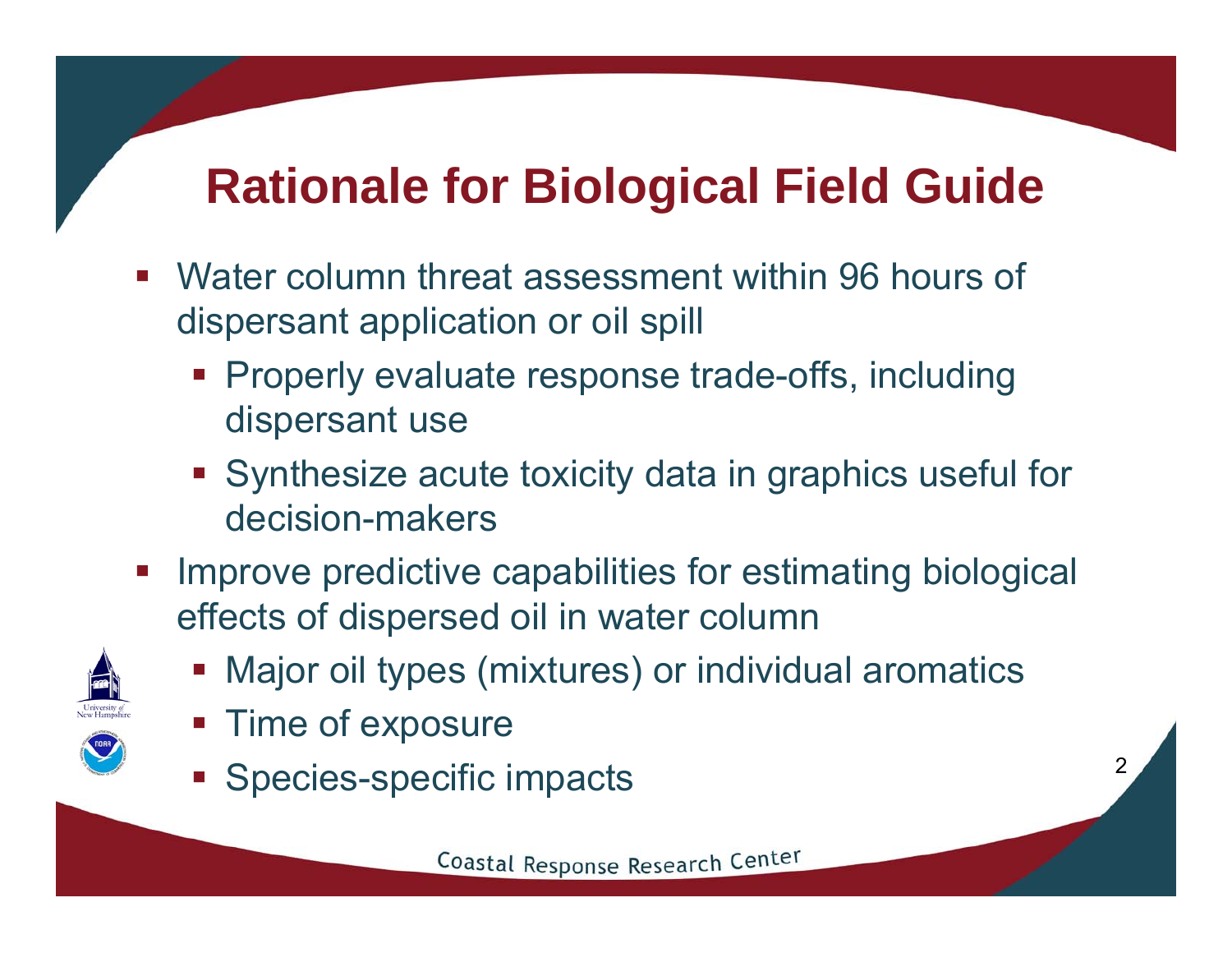# Rationale for Biological Field Guide

- Water column threat assessment within 96 hours of dispersant application or oil spill
  - Properly evaluate response trade-offs, including dispersant use
  - Synthesize acute toxicity data in graphics useful for decision-makers
- Improve predictive capabilities for estimating biological effects of dispersed oil in water column
  - Major oil types (mixtures) or individual aromatics
  - Time of exposure
  - Species-specific impacts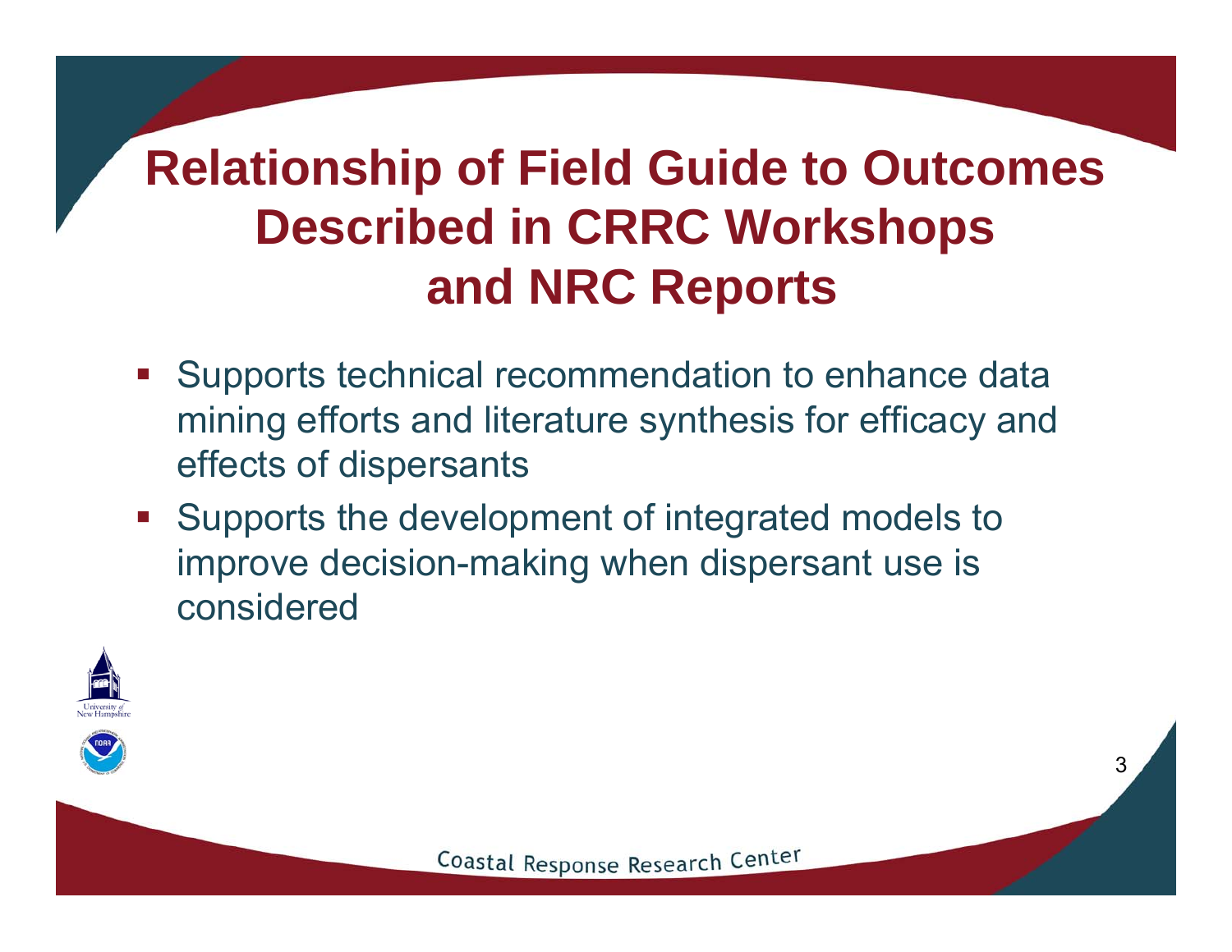# Relationship of Field Guide to Outcomes Described in CRRC Workshops and NRC Reports

- Supports technical recommendation to enhance data mining efforts and literature synthesis for efficacy and effects of dispersants
- Supports the development of integrated models to improve decision-making when dispersant use is considered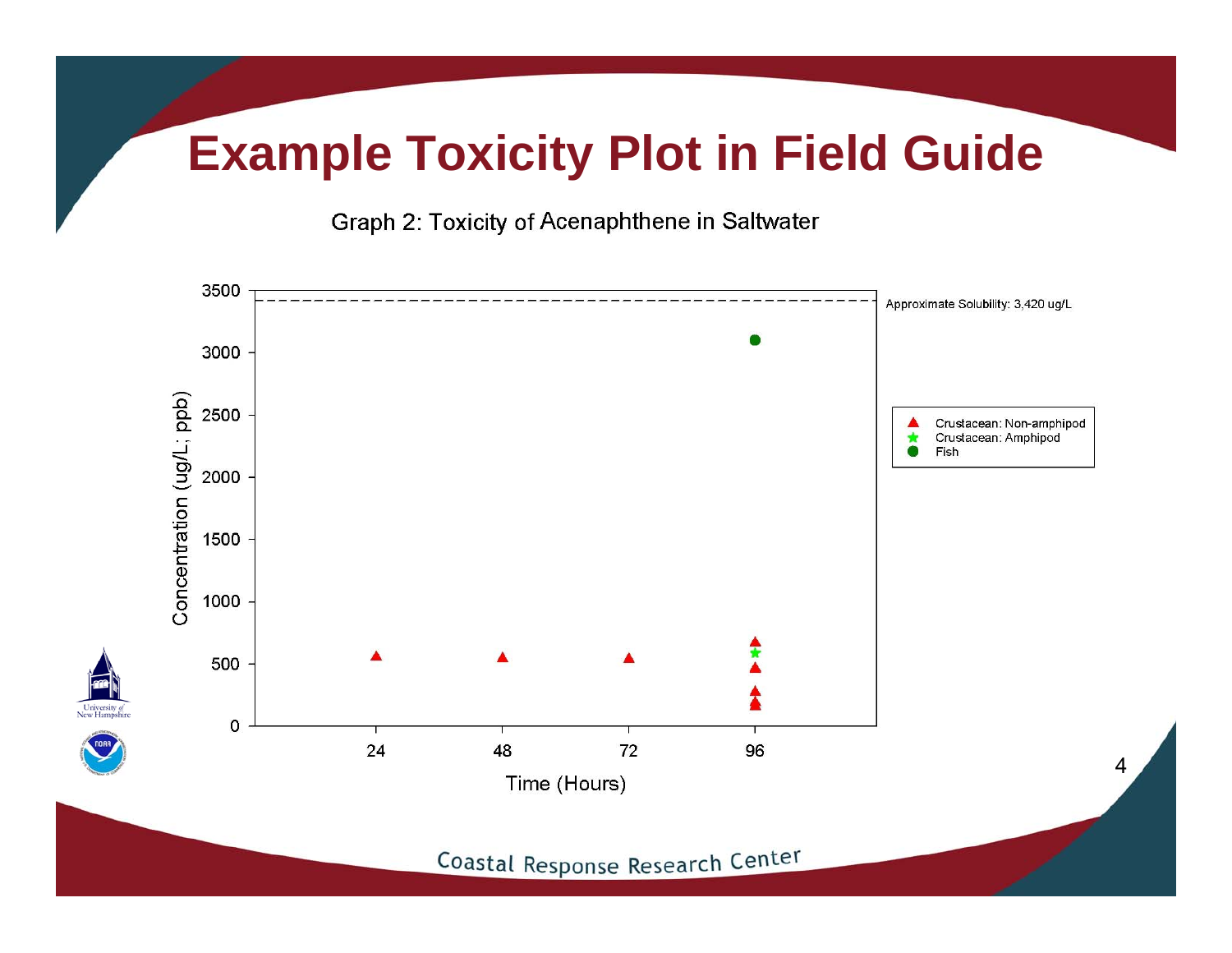# Example Toxicity Plot in Field Guide

Graph 2: Toxicity of Acenaphthene in Saltwater

Approximate Solubility: 3,420 ug/L

- Crustacean: Non-amphipod
- Crustacean: Amphipod
- Fish

Concentration (ug/L; ppb)

Time (Hours)

Coastal Response Research Center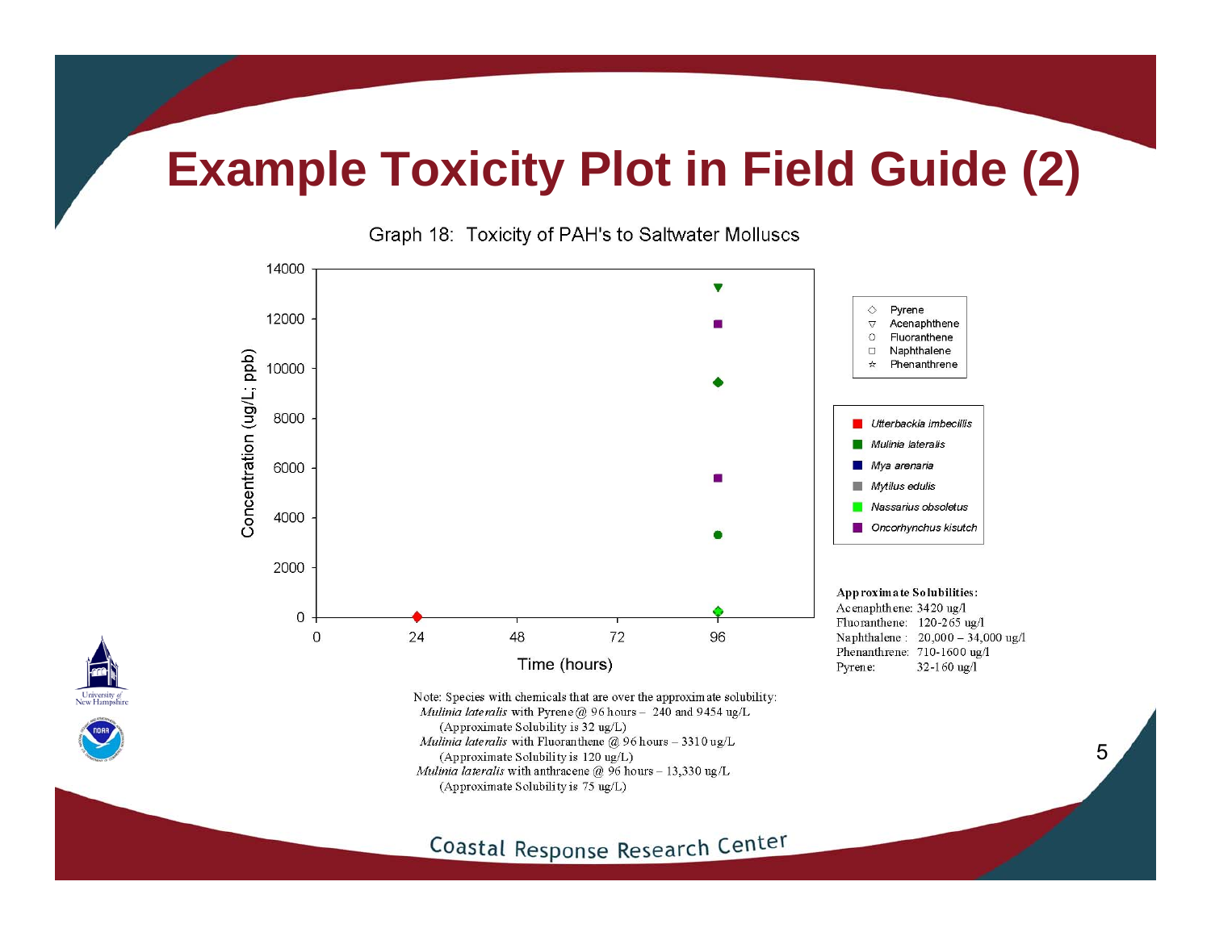# Example Toxicity Plot in Field Guide (2)

Graph 18: Toxicity of PAH's to Saltwater Molluscs

Concentration (ug/L; ppb)

14000
12000
10000
8000
6000
4000
2000
0

0 24 48 72 96

Time (hours)

◇ Pyrene
▽ Acenaphthene
○ Fluoranthene
□ Naphthalene
☆ Phenanthrene

*Utterbackia imbecillis*
*Mulinia lateralis*
*Mya arenaria*
*Mytilus edulis*
*Nassarius obsoletus*
*Oncorhynchus kisutch*

**Approximate Solubilities:**

Acenaphthene: 3420 ug/l
Fluoranthene: 120-265 ug/l
Naphthalene: 20,000 – 34,000 ug/l
Phenanthrene: 710-1600 ug/l
Pyrene: 32-160 ug/l

Note: Species with chemicals that are over the approximate solubility:

*Mulinia lateralis* with Pyrene @ 96 hours – 240 and 9454 ug/L (Approximate Solubility is 32 ug/L)

*Mulinia lateralis* with Fluoranthene @ 96 hours – 3310 ug/L (Approximate Solubility is 120 ug/L)

*Mulinia lateralis* with anthracene @ 96 hours – 13,330 ug/L (Approximate Solubility is 75 ug/L)

Coastal Response Research Center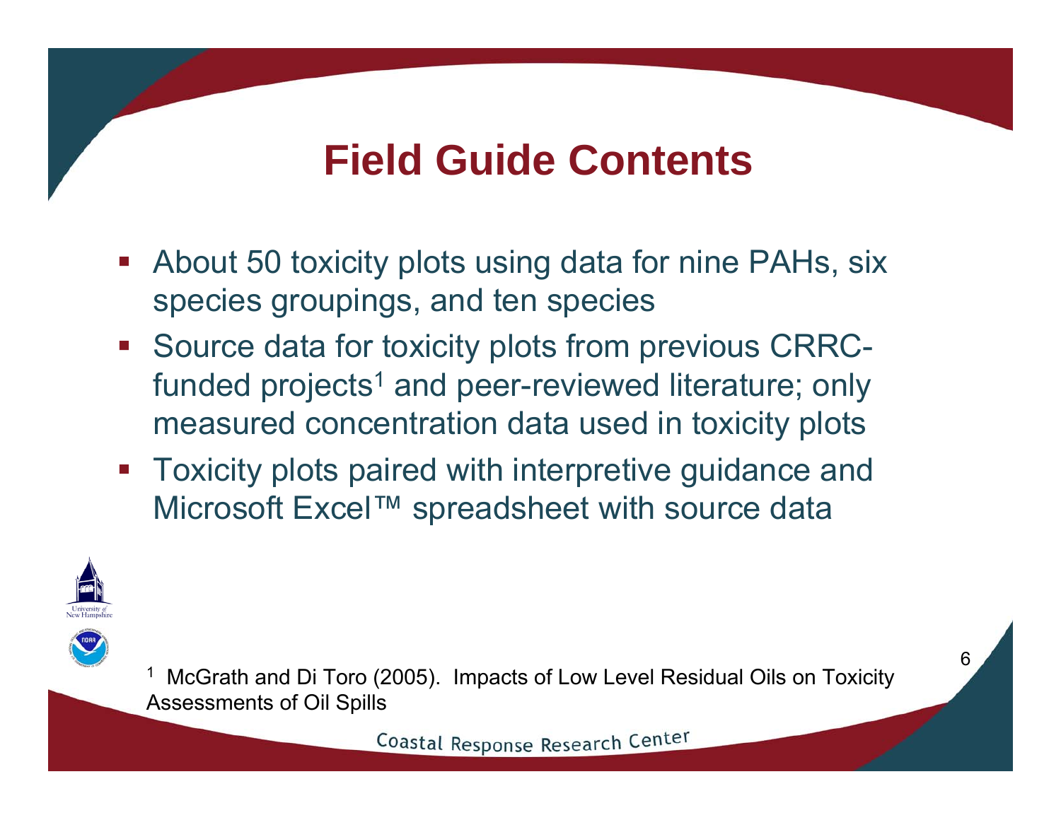# Field Guide Contents

- About 50 toxicity plots using data for nine PAHs, six species groupings, and ten species
- Source data for toxicity plots from previous CRRC-funded projects[1] and peer-reviewed literature; only measured concentration data used in toxicity plots
- Toxicity plots paired with interpretive guidance and Microsoft Excel™ spreadsheet with source data

[1] McGrath and Di Toro (2005). Impacts of Low Level Residual Oils on Toxicity Assessments of Oil Spills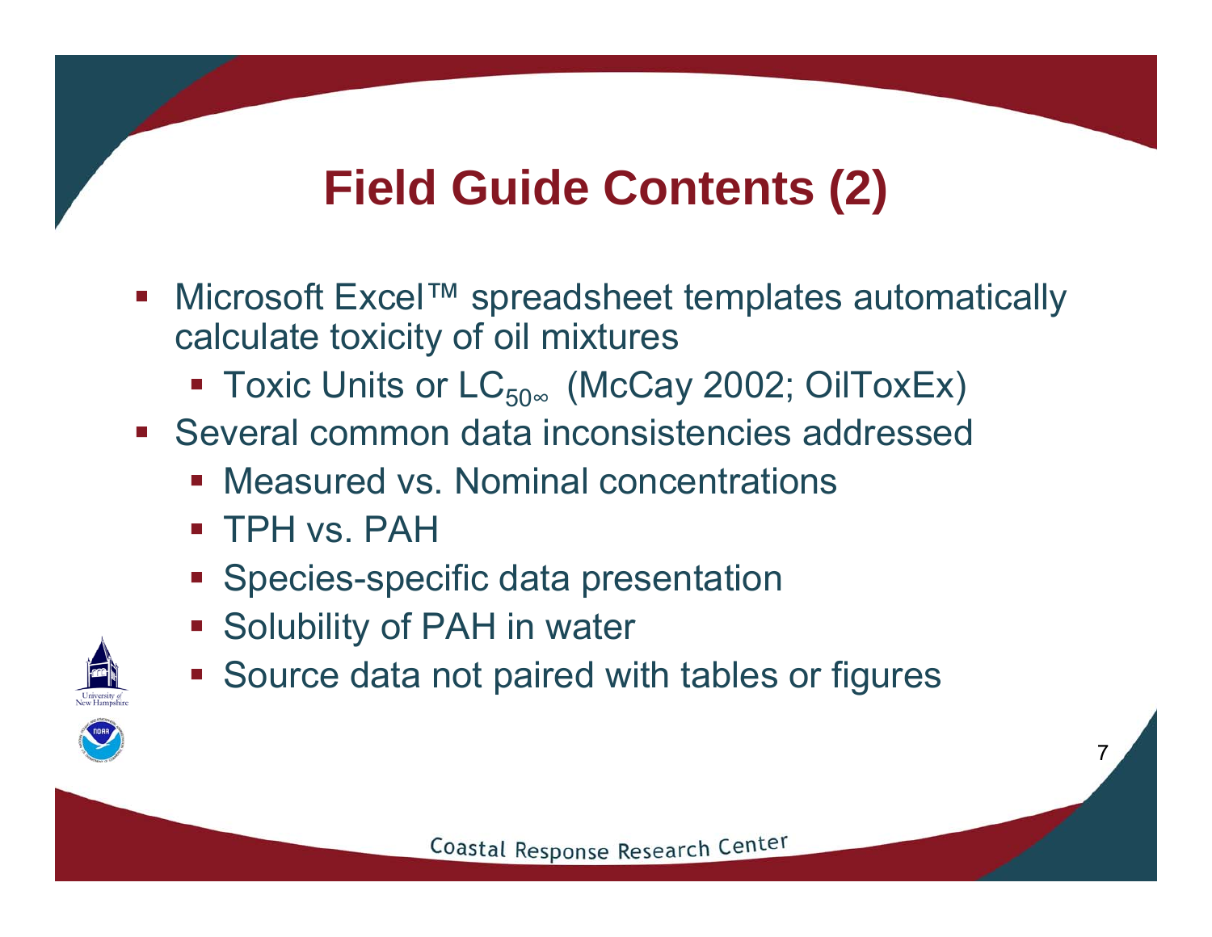# Field Guide Contents (2)

- Microsoft Excel™ spreadsheet templates automatically calculate toxicity of oil mixtures
  - Toxic Units or $LC_{50\infty}$ (McCay 2002; OilToxEx)
- Several common data inconsistencies addressed
  - Measured vs. Nominal concentrations
  - TPH vs. PAH
  - Species-specific data presentation
  - Solubility of PAH in water
  - Source data not paired with tables or figures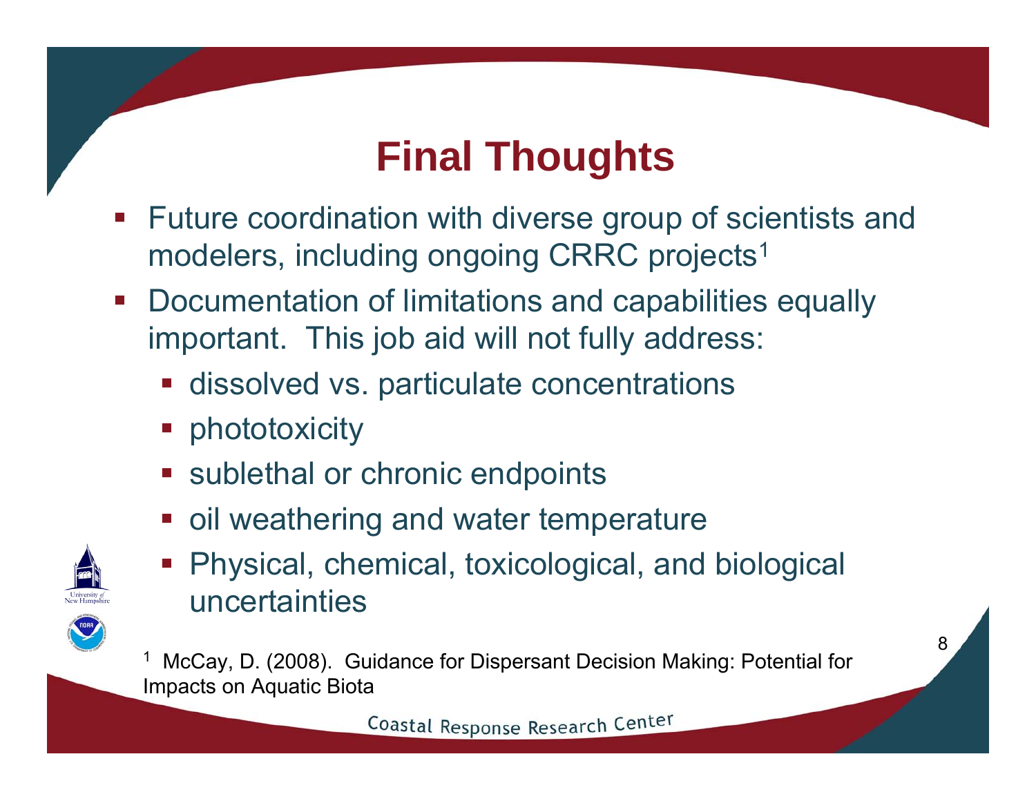# Final Thoughts

- Future coordination with diverse group of scientists and modelers, including ongoing CRRC projects[1]
- Documentation of limitations and capabilities equally important. This job aid will not fully address:
  - dissolved vs. particulate concentrations
  - phototoxicity
  - sublethal or chronic endpoints
  - oil weathering and water temperature
  - Physical, chemical, toxicological, and biological uncertainties

[1] McCay, D. (2008). Guidance for Dispersant Decision Making: Potential for Impacts on Aquatic Biota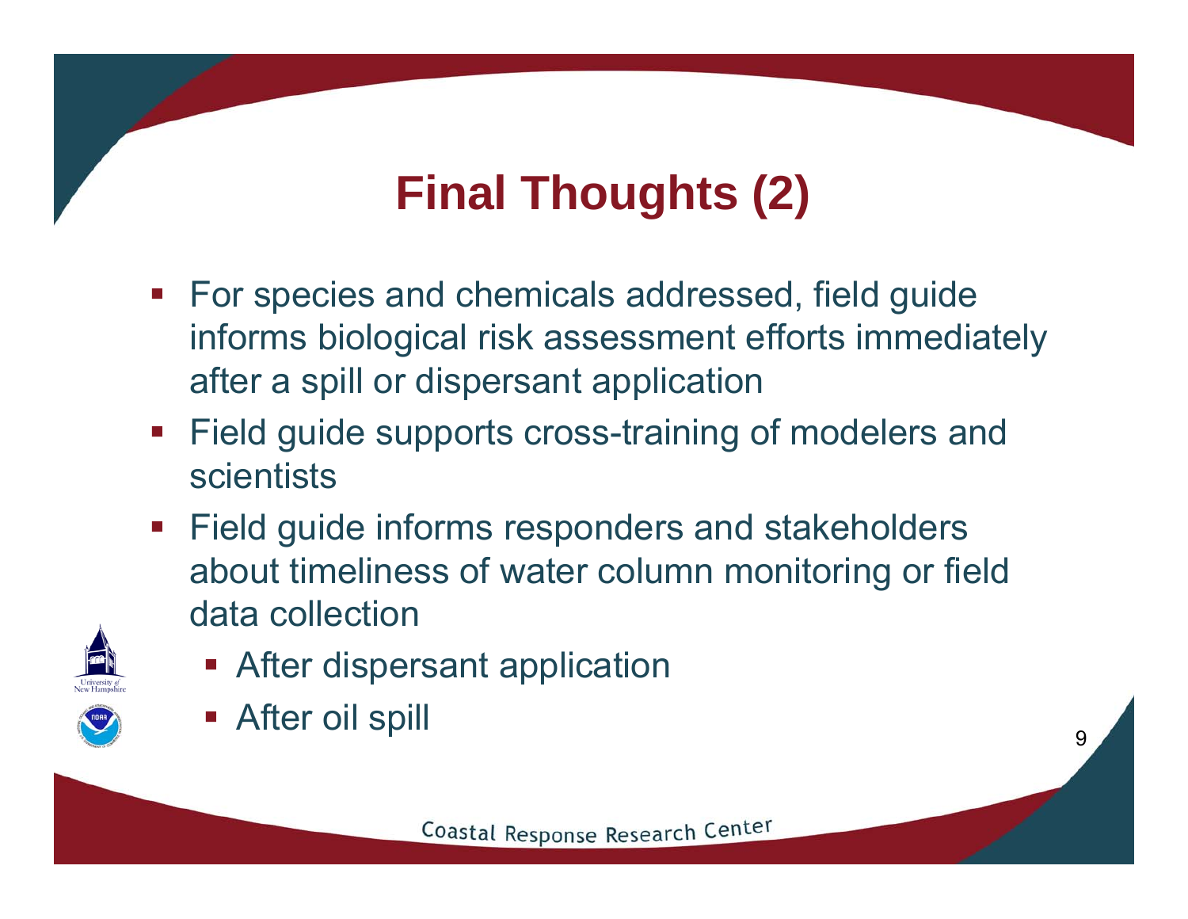# Final Thoughts (2)

- For species and chemicals addressed, field guide informs biological risk assessment efforts immediately after a spill or dispersant application
- Field guide supports cross-training of modelers and scientists
- Field guide informs responders and stakeholders about timeliness of water column monitoring or field data collection
  - After dispersant application
  - After oil spill

Coastal Response Research Center